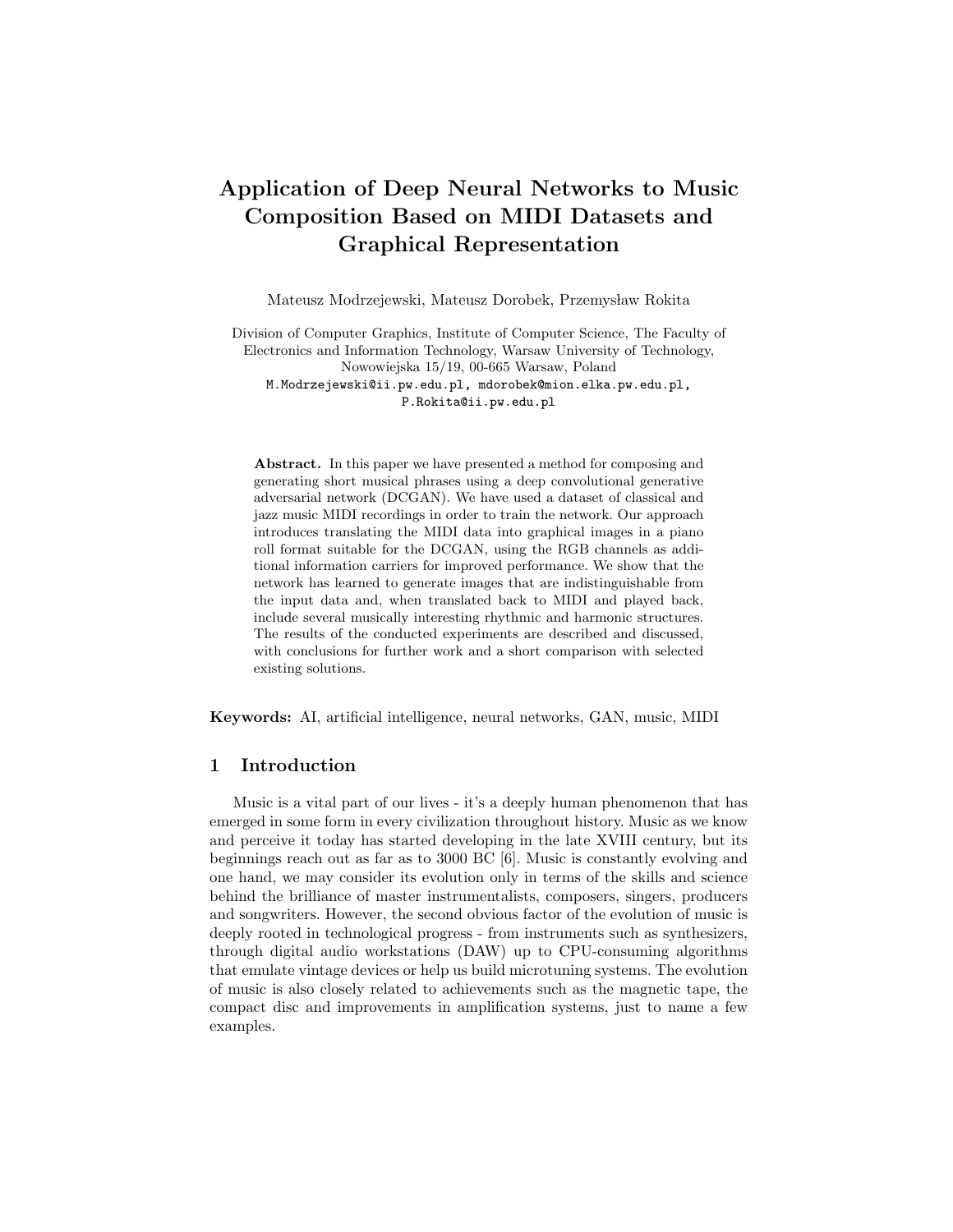# Application of Deep Neural Networks to Music Composition Based on MIDI Datasets and Graphical Representation

Mateusz Modrzejewski, Mateusz Dorobek, Przemysław Rokita

Division of Computer Graphics, Institute of Computer Science, The Faculty of Electronics and Information Technology, Warsaw University of Technology, Nowowiejska 15/19, 00-665 Warsaw, Poland
M.Modrzejewski@ii.pw.edu.pl, mdorobek@mion.elka.pw.edu.pl, P.Rokita@ii.pw.edu.pl

**Abstract.** In this paper we have presented a method for composing and generating short musical phrases using a deep convolutional generative adversarial network (DCGAN). We have used a dataset of classical and jazz music MIDI recordings in order to train the network. Our approach introduces translating the MIDI data into graphical images in a piano roll format suitable for the DCGAN, using the RGB channels as additional information carriers for improved performance. We show that the network has learned to generate images that are indistinguishable from the input data and, when translated back to MIDI and played back, include several musically interesting rhythmic and harmonic structures. The results of the conducted experiments are described and discussed, with conclusions for further work and a short comparison with selected existing solutions.

**Keywords:** AI, artificial intelligence, neural networks, GAN, music, MIDI

## 1 Introduction

Music is a vital part of our lives - it's a deeply human phenomenon that has emerged in some form in every civilization throughout history. Music as we know and perceive it today has started developing in the late XVIII century, but its beginnings reach out as far as to 3000 BC [6]. Music is constantly evolving and one hand, we may consider its evolution only in terms of the skills and science behind the brilliance of master instrumentalists, composers, singers, producers and songwriters. However, the second obvious factor of the evolution of music is deeply rooted in technological progress - from instruments such as synthesizers, through digital audio workstations (DAW) up to CPU-consuming algorithms that emulate vintage devices or help us build microtuning systems. The evolution of music is also closely related to achievements such as the magnetic tape, the compact disc and improvements in amplification systems, just to name a few examples.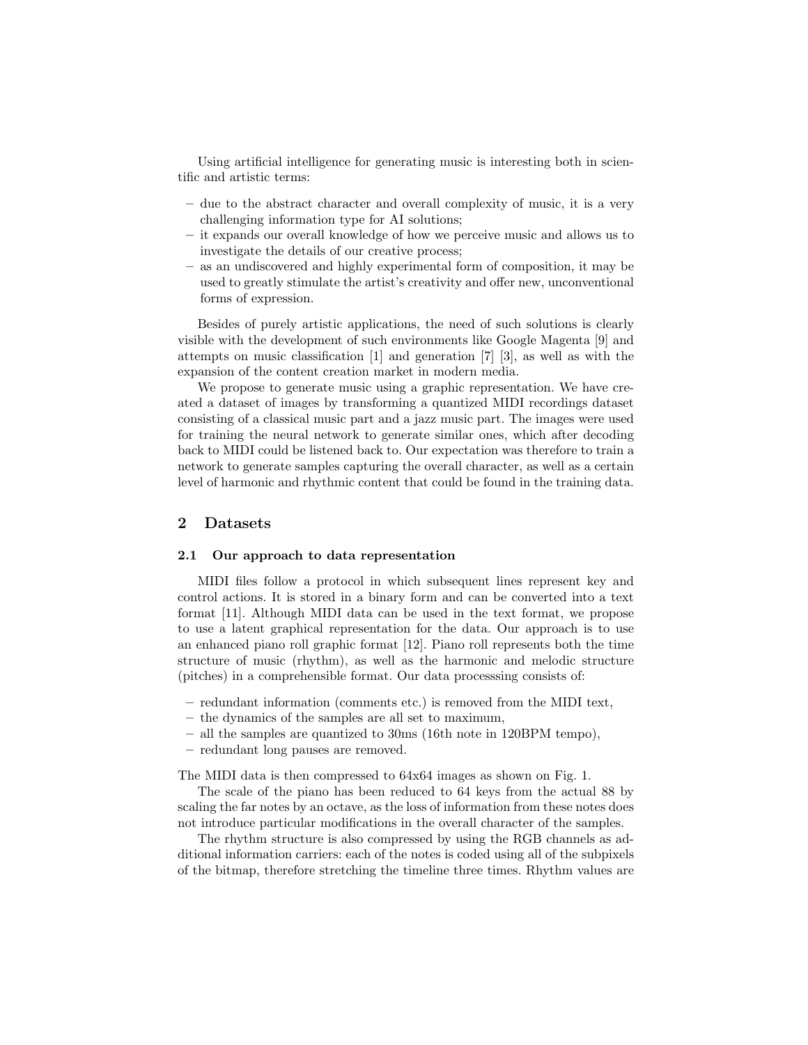Using artificial intelligence for generating music is interesting both in scientific and artistic terms:

- due to the abstract character and overall complexity of music, it is a very challenging information type for AI solutions;
- it expands our overall knowledge of how we perceive music and allows us to investigate the details of our creative process;
- as an undiscovered and highly experimental form of composition, it may be used to greatly stimulate the artist's creativity and offer new, unconventional forms of expression.

Besides of purely artistic applications, the need of such solutions is clearly visible with the development of such environments like Google Magenta [9] and attempts on music classification [1] and generation [7] [3], as well as with the expansion of the content creation market in modern media.

We propose to generate music using a graphic representation. We have created a dataset of images by transforming a quantized MIDI recordings dataset consisting of a classical music part and a jazz music part. The images were used for training the neural network to generate similar ones, which after decoding back to MIDI could be listened back to. Our expectation was therefore to train a network to generate samples capturing the overall character, as well as a certain level of harmonic and rhythmic content that could be found in the training data.

## 2 Datasets

### 2.1 Our approach to data representation

MIDI files follow a protocol in which subsequent lines represent key and control actions. It is stored in a binary form and can be converted into a text format [11]. Although MIDI data can be used in the text format, we propose to use a latent graphical representation for the data. Our approach is to use an enhanced piano roll graphic format [12]. Piano roll represents both the time structure of music (rhythm), as well as the harmonic and melodic structure (pitches) in a comprehensible format. Our data processsing consists of:

- redundant information (comments etc.) is removed from the MIDI text,
- the dynamics of the samples are all set to maximum,
- all the samples are quantized to 30ms (16th note in 120BPM tempo),
- redundant long pauses are removed.

The MIDI data is then compressed to 64x64 images as shown on Fig. 1.

The scale of the piano has been reduced to 64 keys from the actual 88 by scaling the far notes by an octave, as the loss of information from these notes does not introduce particular modifications in the overall character of the samples.

The rhythm structure is also compressed by using the RGB channels as additional information carriers: each of the notes is coded using all of the subpixels of the bitmap, therefore stretching the timeline three times. Rhythm values are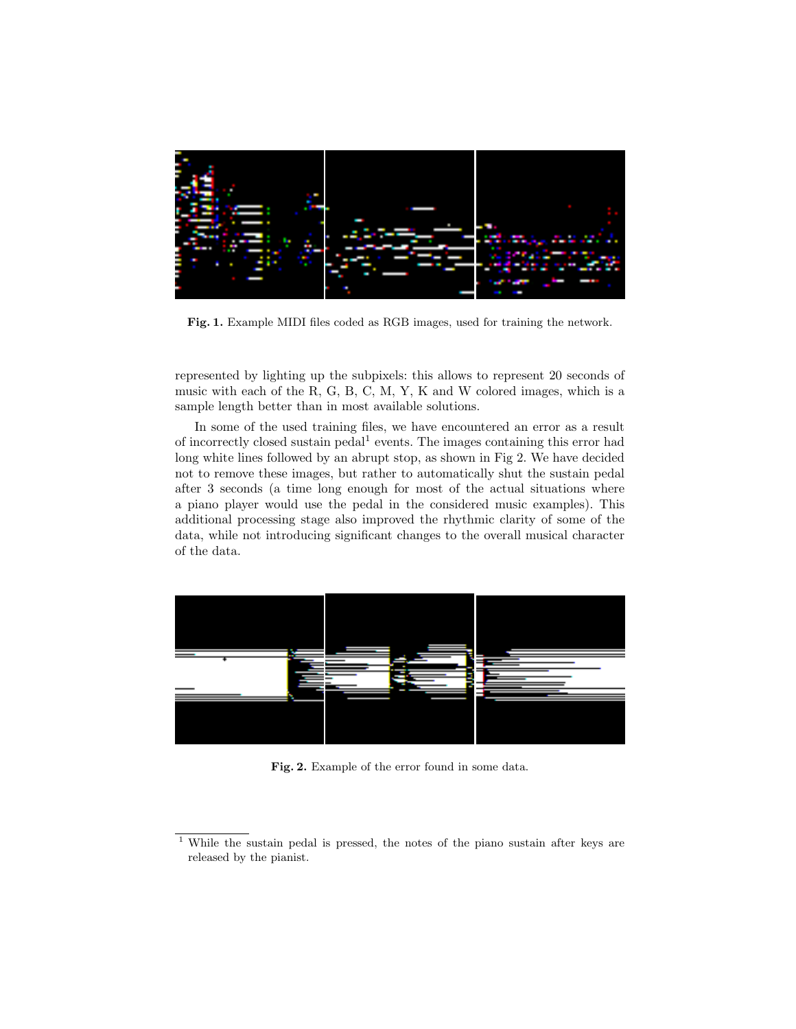Fig. 1. Example MIDI files coded as RGB images, used for training the network.

represented by lighting up the subpixels: this allows to represent 20 seconds of music with each of the R, G, B, C, M, Y, K and W colored images, which is a sample length better than in most available solutions.

In some of the used training files, we have encountered an error as a result of incorrectly closed sustain pedal[1] events. The images containing this error had long white lines followed by an abrupt stop, as shown in Fig 2. We have decided not to remove these images, but rather to automatically shut the sustain pedal after 3 seconds (a time long enough for most of the actual situations where a piano player would use the pedal in the considered music examples). This additional processing stage also improved the rhythmic clarity of some of the data, while not introducing significant changes to the overall musical character of the data.

Fig. 2. Example of the error found in some data.

[1] While the sustain pedal is pressed, the notes of the piano sustain after keys are released by the pianist.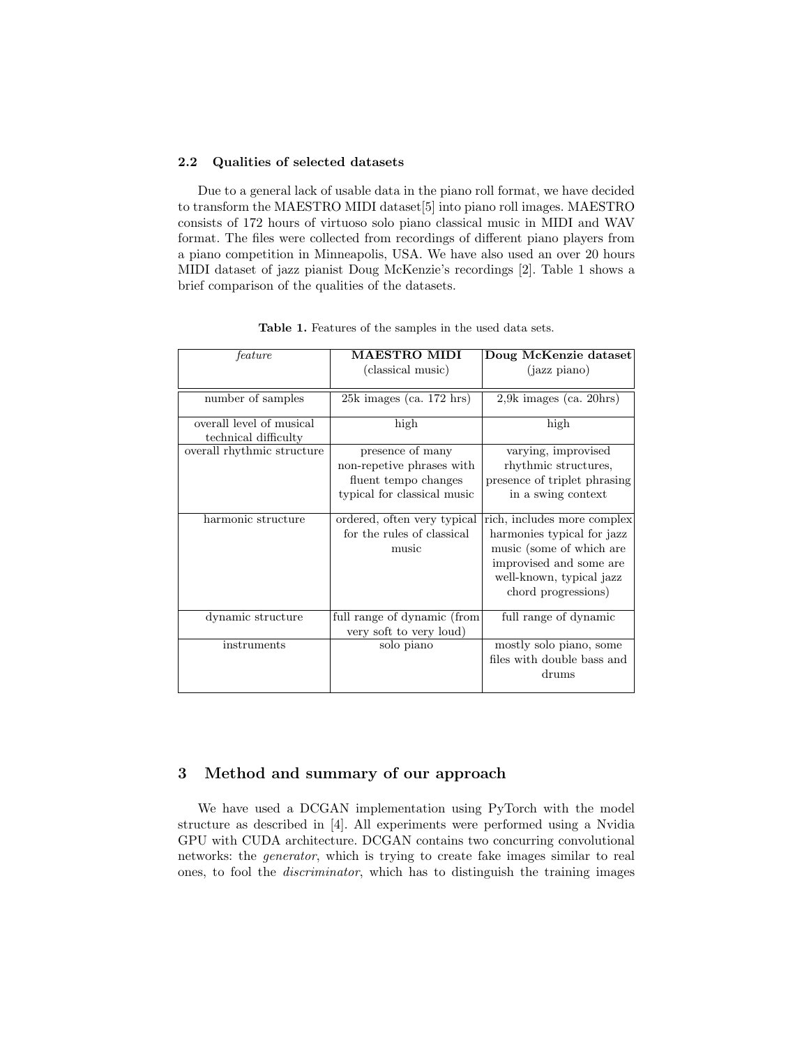### 2.2 Qualities of selected datasets

Due to a general lack of usable data in the piano roll format, we have decided to transform the MAESTRO MIDI dataset[5] into piano roll images. MAESTRO consists of 172 hours of virtuoso solo piano classical music in MIDI and WAV format. The files were collected from recordings of different piano players from a piano competition in Minneapolis, USA. We have also used an over 20 hours MIDI dataset of jazz pianist Doug McKenzie's recordings [2]. Table 1 shows a brief comparison of the qualities of the datasets.

**Table 1.** Features of the samples in the used data sets.

| *feature* | **MAESTRO MIDI** (classical music) | **Doug McKenzie dataset** (jazz piano) |
|---|---|---|
| number of samples | 25k images (ca. 172 hrs) | 2,9k images (ca. 20hrs) |
| overall level of musical technical difficulty | high | high |
| overall rhythmic structure | presence of many non-repetive phrases with fluent tempo changes typical for classical music | varying, improvised rhythmic structures, presence of triplet phrasing in a swing context |
| harmonic structure | ordered, often very typical for the rules of classical music | rich, includes more complex harmonies typical for jazz music (some of which are improvised and some are well-known, typical jazz chord progressions) |
| dynamic structure | full range of dynamic (from very soft to very loud) | full range of dynamic |
| instruments | solo piano | mostly solo piano, some files with double bass and drums |

## 3 Method and summary of our approach

We have used a DCGAN implementation using PyTorch with the model structure as described in [4]. All experiments were performed using a Nvidia GPU with CUDA architecture. DCGAN contains two concurring convolutional networks: the *generator*, which is trying to create fake images similar to real ones, to fool the *discriminator*, which has to distinguish the training images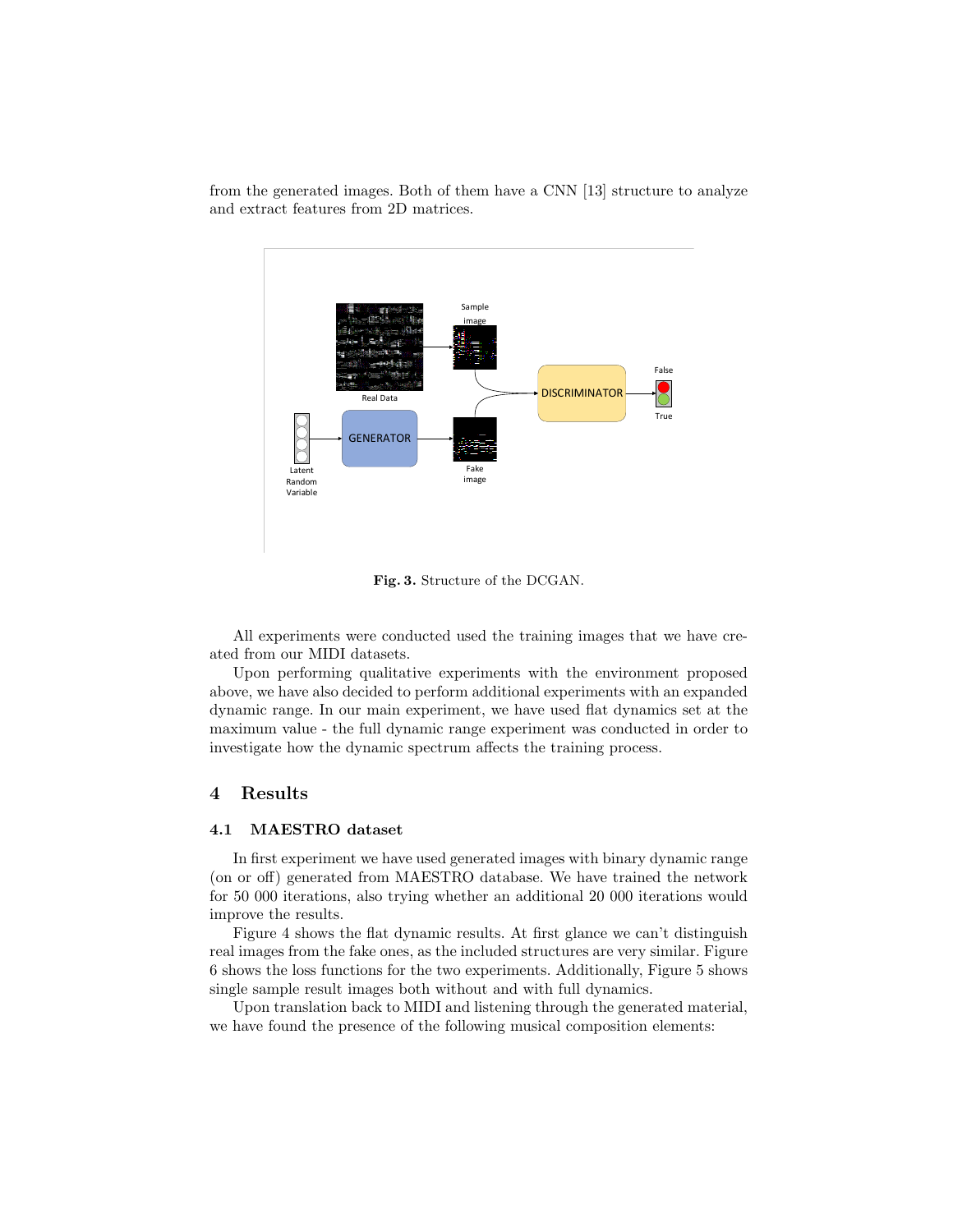from the generated images. Both of them have a CNN [13] structure to analyze and extract features from 2D matrices.

Sample image

Real Data

DISCRIMINATOR

False

True

GENERATOR

Latent Random Variable

Fake image

**Fig. 3.** Structure of the DCGAN.

All experiments were conducted used the training images that we have created from our MIDI datasets.

Upon performing qualitative experiments with the environment proposed above, we have also decided to perform additional experiments with an expanded dynamic range. In our main experiment, we have used flat dynamics set at the maximum value - the full dynamic range experiment was conducted in order to investigate how the dynamic spectrum affects the training process.

# 4 Results

## 4.1 MAESTRO dataset

In first experiment we have used generated images with binary dynamic range (on or off) generated from MAESTRO database. We have trained the network for 50 000 iterations, also trying whether an additional 20 000 iterations would improve the results.

Figure 4 shows the flat dynamic results. At first glance we can't distinguish real images from the fake ones, as the included structures are very similar. Figure 6 shows the loss functions for the two experiments. Additionally, Figure 5 shows single sample result images both without and with full dynamics.

Upon translation back to MIDI and listening through the generated material, we have found the presence of the following musical composition elements: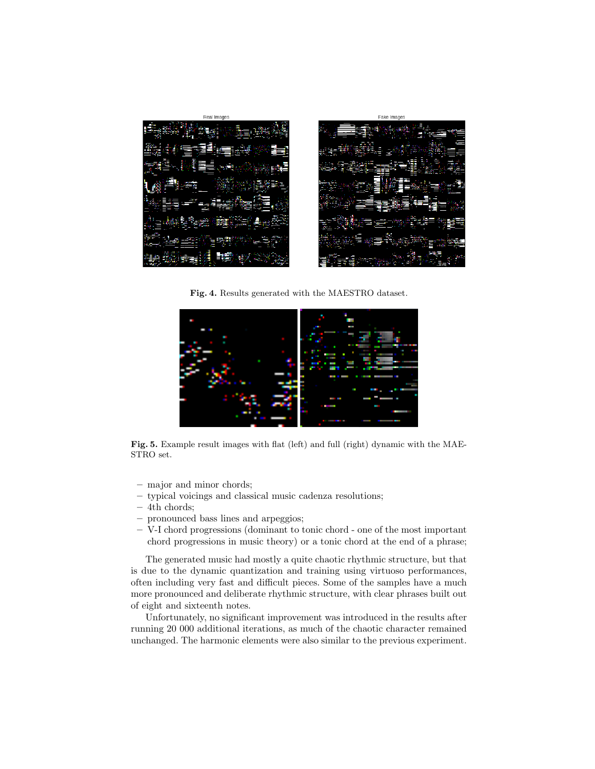Real Images

Fake Images

**Fig. 4.** Results generated with the MAESTRO dataset.

**Fig. 5.** Example result images with flat (left) and full (right) dynamic with the MAESTRO set.

- major and minor chords;
- typical voicings and classical music cadenza resolutions;
- 4th chords;
- pronounced bass lines and arpeggios;
- V-I chord progressions (dominant to tonic chord - one of the most important chord progressions in music theory) or a tonic chord at the end of a phrase;

The generated music had mostly a quite chaotic rhythmic structure, but that is due to the dynamic quantization and training using virtuoso performances, often including very fast and difficult pieces. Some of the samples have a much more pronounced and deliberate rhythmic structure, with clear phrases built out of eight and sixteenth notes.

Unfortunately, no significant improvement was introduced in the results after running 20 000 additional iterations, as much of the chaotic character remained unchanged. The harmonic elements were also similar to the previous experiment.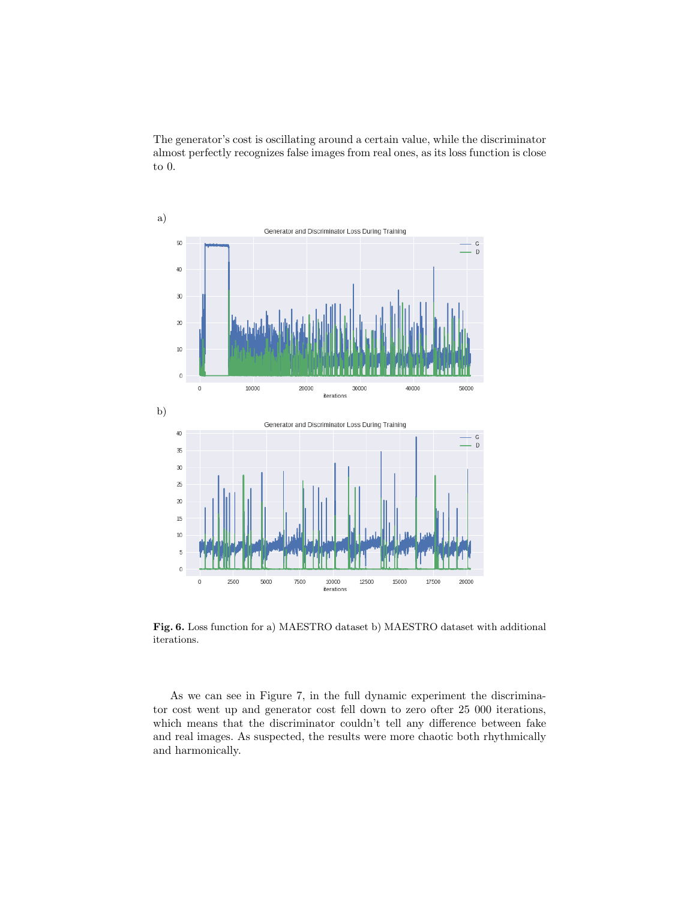The generator's cost is oscillating around a certain value, while the discriminator almost perfectly recognizes false images from real ones, as its loss function is close to 0.

**Fig. 6.** Loss function for a) MAESTRO dataset b) MAESTRO dataset with additional iterations.

As we can see in Figure 7, in the full dynamic experiment the discriminator cost went up and generator cost fell down to zero ofter 25 000 iterations, which means that the discriminator couldn't tell any difference between fake and real images. As suspected, the results were more chaotic both rhythmically and harmonically.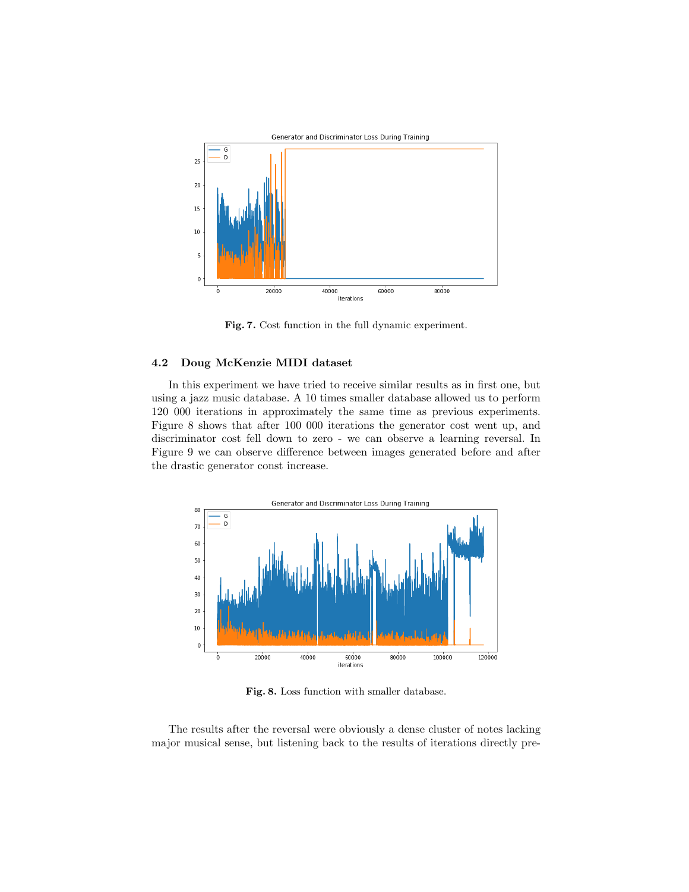Generator and Discriminator Loss During Training

G
D

0
5
10
15
20
25

0
20000
40000
60000
80000
iterations

**Fig. 7.** Cost function in the full dynamic experiment.

### 4.2 Doug McKenzie MIDI dataset

In this experiment we have tried to receive similar results as in first one, but using a jazz music database. A 10 times smaller database allowed us to perform 120 000 iterations in approximately the same time as previous experiments. Figure 8 shows that after 100 000 iterations the generator cost went up, and discriminator cost fell down to zero - we can observe a learning reversal. In Figure 9 we can observe difference between images generated before and after the drastic generator const increase.

Generator and Discriminator Loss During Training

G
D

0
10
20
30
40
50
60
70
80

0
20000
40000
60000
80000
100000
120000
iterations

**Fig. 8.** Loss function with smaller database.

The results after the reversal were obviously a dense cluster of notes lacking major musical sense, but listening back to the results of iterations directly pre-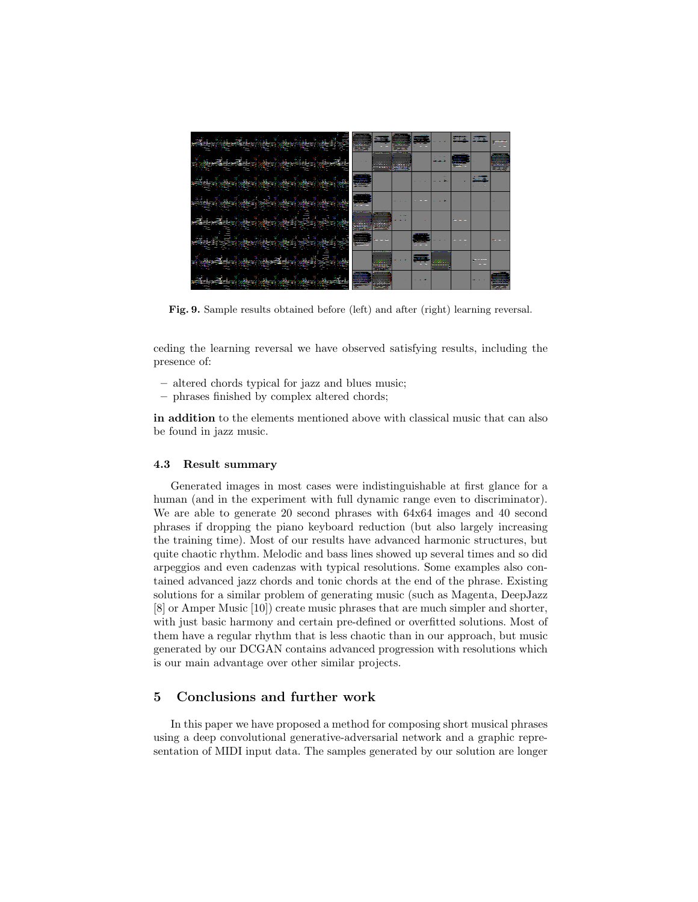Fig. 9. Sample results obtained before (left) and after (right) learning reversal.

ceding the learning reversal we have observed satisfying results, including the presence of:

- altered chords typical for jazz and blues music;
- phrases finished by complex altered chords;

**in addition** to the elements mentioned above with classical music that can also be found in jazz music.

### 4.3 Result summary

Generated images in most cases were indistinguishable at first glance for a human (and in the experiment with full dynamic range even to discriminator). We are able to generate 20 second phrases with 64x64 images and 40 second phrases if dropping the piano keyboard reduction (but also largely increasing the training time). Most of our results have advanced harmonic structures, but quite chaotic rhythm. Melodic and bass lines showed up several times and so did arpeggios and even cadenzas with typical resolutions. Some examples also contained advanced jazz chords and tonic chords at the end of the phrase. Existing solutions for a similar problem of generating music (such as Magenta, DeepJazz [8] or Amper Music [10]) create music phrases that are much simpler and shorter, with just basic harmony and certain pre-defined or overfitted solutions. Most of them have a regular rhythm that is less chaotic than in our approach, but music generated by our DCGAN contains advanced progression with resolutions which is our main advantage over other similar projects.

## 5 Conclusions and further work

In this paper we have proposed a method for composing short musical phrases using a deep convolutional generative-adversarial network and a graphic representation of MIDI input data. The samples generated by our solution are longer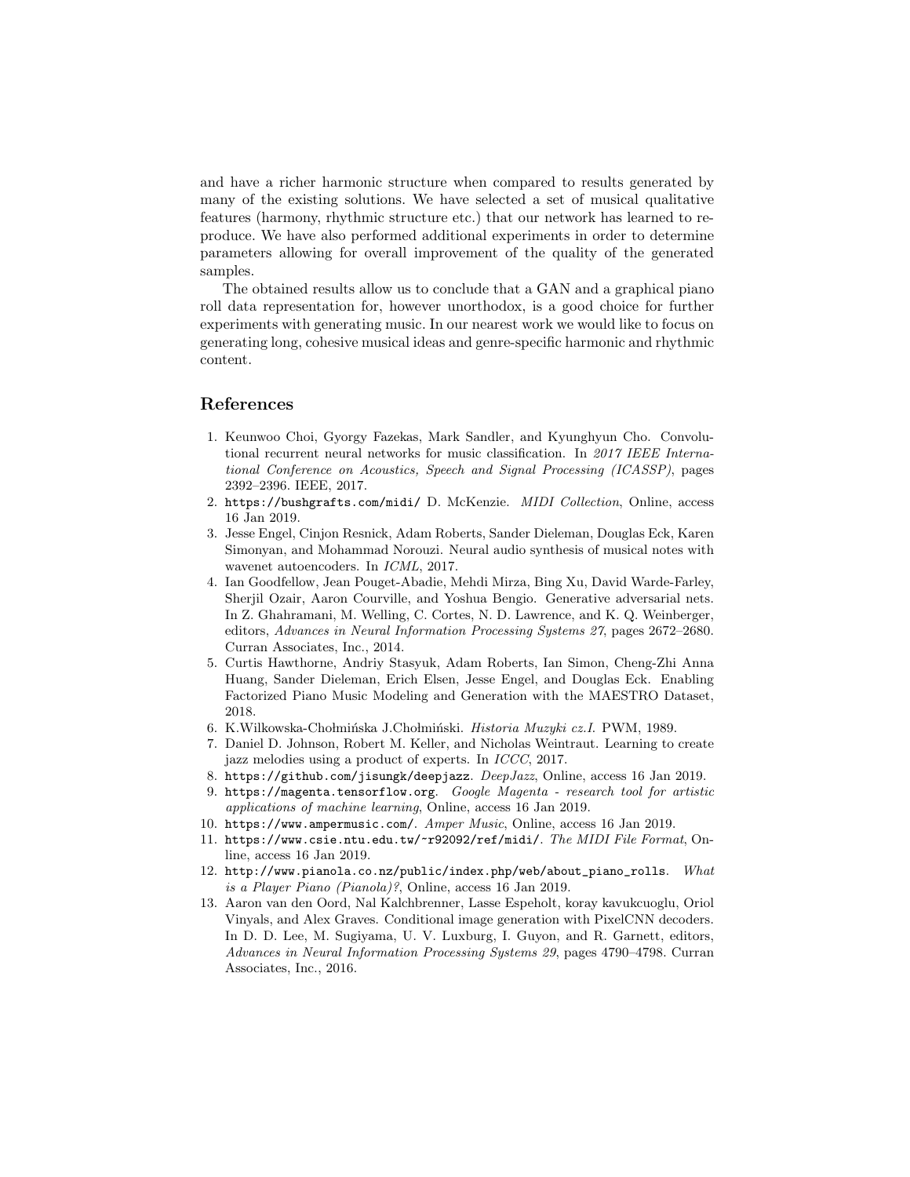and have a richer harmonic structure when compared to results generated by many of the existing solutions. We have selected a set of musical qualitative features (harmony, rhythmic structure etc.) that our network has learned to reproduce. We have also performed additional experiments in order to determine parameters allowing for overall improvement of the quality of the generated samples.

The obtained results allow us to conclude that a GAN and a graphical piano roll data representation for, however unorthodox, is a good choice for further experiments with generating music. In our nearest work we would like to focus on generating long, cohesive musical ideas and genre-specific harmonic and rhythmic content.

## References

1. Keunwoo Choi, Gyorgy Fazekas, Mark Sandler, and Kyunghyun Cho. Convolutional recurrent neural networks for music classification. In *2017 IEEE International Conference on Acoustics, Speech and Signal Processing (ICASSP)*, pages 2392–2396. IEEE, 2017.
2. `https://bushgrafts.com/midi/` D. McKenzie. *MIDI Collection*, Online, access 16 Jan 2019.
3. Jesse Engel, Cinjon Resnick, Adam Roberts, Sander Dieleman, Douglas Eck, Karen Simonyan, and Mohammad Norouzi. Neural audio synthesis of musical notes with wavenet autoencoders. In *ICML*, 2017.
4. Ian Goodfellow, Jean Pouget-Abadie, Mehdi Mirza, Bing Xu, David Warde-Farley, Sherjil Ozair, Aaron Courville, and Yoshua Bengio. Generative adversarial nets. In Z. Ghahramani, M. Welling, C. Cortes, N. D. Lawrence, and K. Q. Weinberger, editors, *Advances in Neural Information Processing Systems 27*, pages 2672–2680. Curran Associates, Inc., 2014.
5. Curtis Hawthorne, Andriy Stasyuk, Adam Roberts, Ian Simon, Cheng-Zhi Anna Huang, Sander Dieleman, Erich Elsen, Jesse Engel, and Douglas Eck. Enabling Factorized Piano Music Modeling and Generation with the MAESTRO Dataset, 2018.
6. K.Wilkowska-Chołmińska J.Chołmiński. *Historia Muzyki cz.I.* PWM, 1989.
7. Daniel D. Johnson, Robert M. Keller, and Nicholas Weintraut. Learning to create jazz melodies using a product of experts. In *ICCC*, 2017.
8. `https://github.com/jisungk/deepjazz`. *DeepJazz*, Online, access 16 Jan 2019.
9. `https://magenta.tensorflow.org`. *Google Magenta - research tool for artistic applications of machine learning*, Online, access 16 Jan 2019.
10. `https://www.ampermusic.com/`. *Amper Music*, Online, access 16 Jan 2019.
11. `https://www.csie.ntu.edu.tw/~r92092/ref/midi/`. *The MIDI File Format*, Online, access 16 Jan 2019.
12. `http://www.pianola.co.nz/public/index.php/web/about_piano_rolls`. *What is a Player Piano (Pianola)?*, Online, access 16 Jan 2019.
13. Aaron van den Oord, Nal Kalchbrenner, Lasse Espeholt, koray kavukcuoglu, Oriol Vinyals, and Alex Graves. Conditional image generation with PixelCNN decoders. In D. D. Lee, M. Sugiyama, U. V. Luxburg, I. Guyon, and R. Garnett, editors, *Advances in Neural Information Processing Systems 29*, pages 4790–4798. Curran Associates, Inc., 2016.